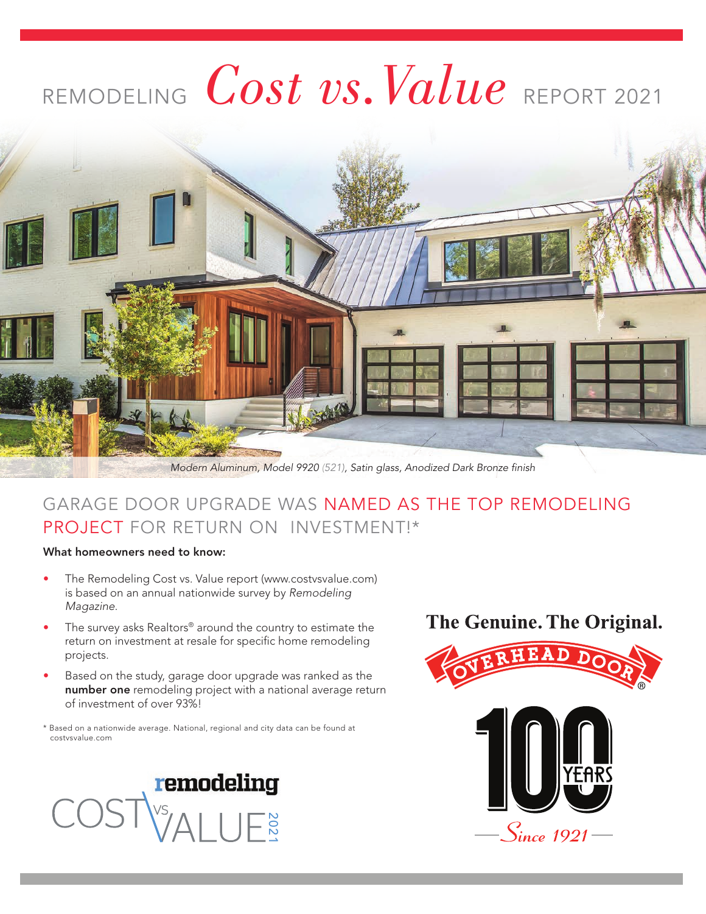# REMODELING *Cost vs. Value* REPORT 2021

*Modern Aluminum, Model 9920 (521), Satin glass, Anodized Dark Bronze finish*

## GARAGE DOOR UPGRADE WAS NAMED AS THE TOP REMODELING PROJECT FOR RETURN ON INVESTMENT!*

**What homeowners need to know:**

- The Remodeling Cost vs. Value report (www.costvsvalue.com) is based on an annual nationwide survey by *Remodeling Magazine*.
- The survey asks Realtors® around the country to estimate the return on investment at resale for specific home remodeling projects.
- Based on the study, garage door upgrade was ranked as the **number one** remodeling project with a national average return of investment of over 93%!

\* Based on a nationwide average. National, regional and city data can be found at costvsvalue.com

remodeling COST VS VALUE 2021

**The Genuine. The Original.**

OVERHEAD DOOR®

100 YEARS

Since 1921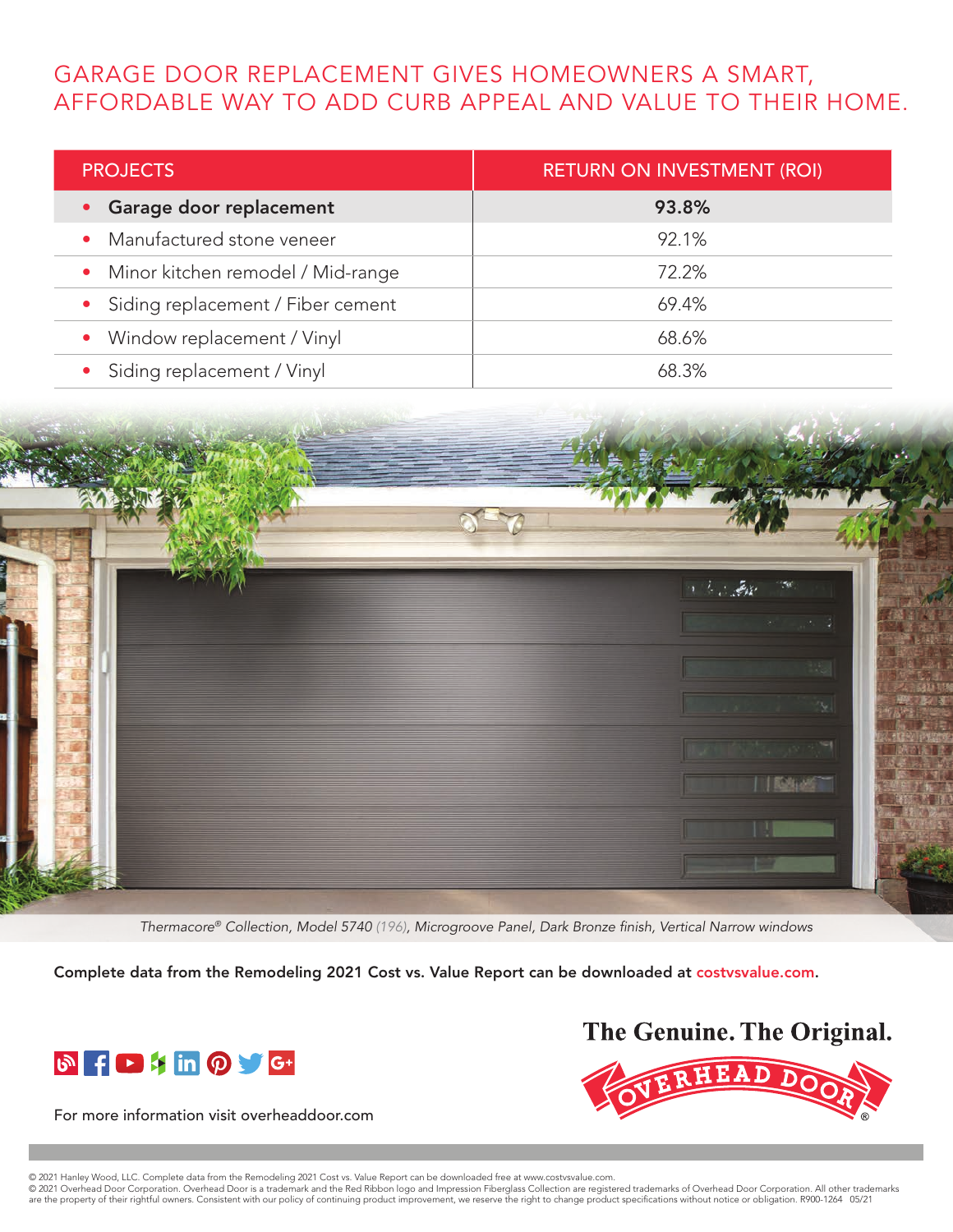# GARAGE DOOR REPLACEMENT GIVES HOMEOWNERS A SMART, AFFORDABLE WAY TO ADD CURB APPEAL AND VALUE TO THEIR HOME.

| PROJECTS | RETURN ON INVESTMENT (ROI) |
|---|---|
| • **Garage door replacement** | **93.8%** |
| • Manufactured stone veneer | 92.1% |
| • Minor kitchen remodel / Mid-range | 72.2% |
| • Siding replacement / Fiber cement | 69.4% |
| • Window replacement / Vinyl | 68.6% |
| • Siding replacement / Vinyl | 68.3% |

*Thermacore® Collection, Model 5740 (196), Microgroove Panel, Dark Bronze finish, Vertical Narrow windows*

**Complete data from the Remodeling 2021 Cost vs. Value Report can be downloaded at costvsvalue.com.**

The Genuine. The Original.

OVERHEAD DOOR®

For more information visit overheaddoor.com

© 2021 Hanley Wood, LLC. Complete data from the Remodeling 2021 Cost vs. Value Report can be downloaded free at www.costvsvalue.com.
© 2021 Overhead Door Corporation. Overhead Door is a trademark and the Red Ribbon logo and Impression Fiberglass Collection are registered trademarks of Overhead Door Corporation. All other trademarks are the property of their rightful owners. Consistent with our policy of continuing product improvement, we reserve the right to change product specifications without notice or obligation. R900-1264 05/21